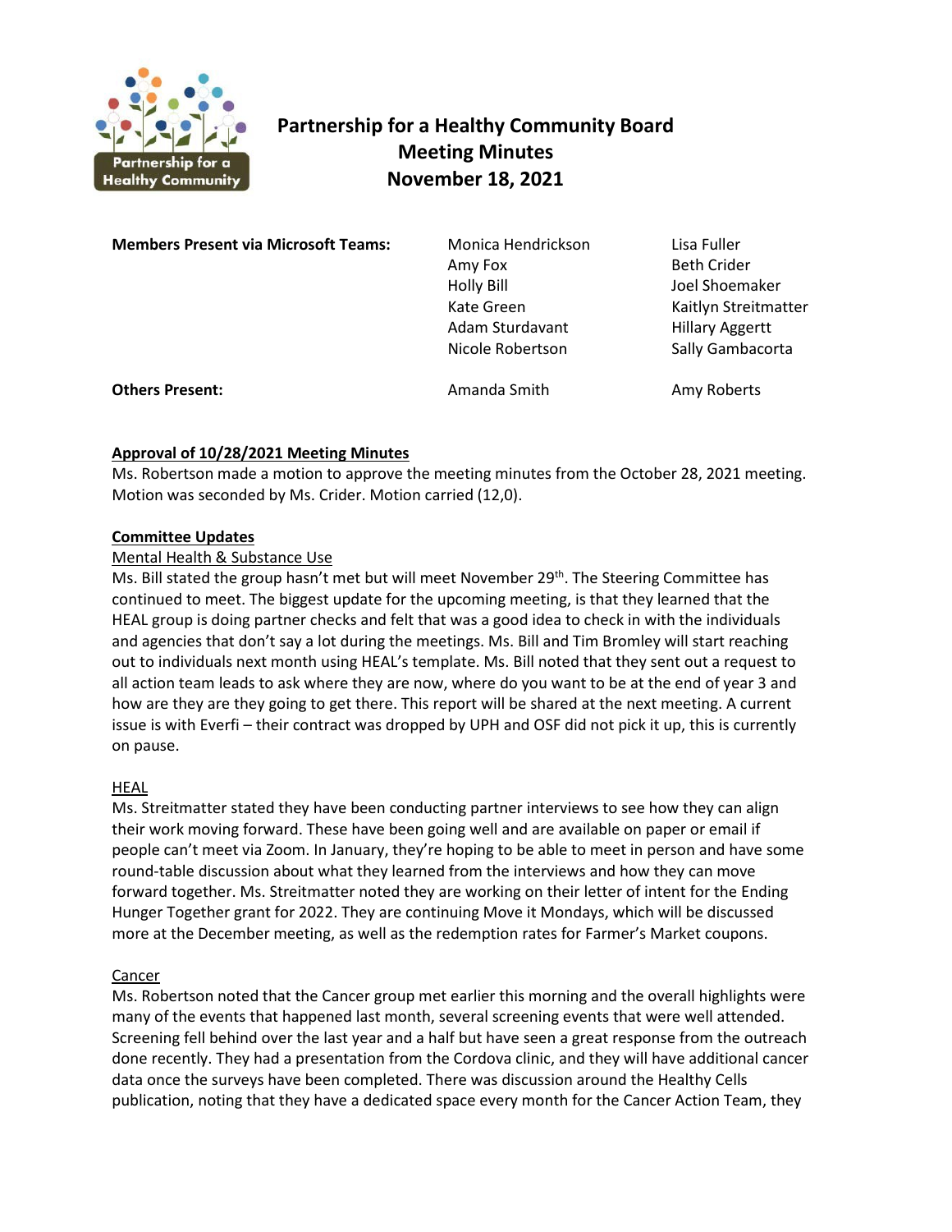# Partnership for a Healthy Community Board Meeting Minutes November 18, 2021

| | | |
|---|---|---|
| **Members Present via Microsoft Teams:** | Monica Hendrickson | Lisa Fuller |
| | Amy Fox | Beth Crider |
| | Holly Bill | Joel Shoemaker |
| | Kate Green | Kaitlyn Streitmatter |
| | Adam Sturdavant | Hillary Aggertt |
| | Nicole Robertson | Sally Gambacorta |
| **Others Present:** | Amanda Smith | Amy Roberts |

## Approval of 10/28/2021 Meeting Minutes

Ms. Robertson made a motion to approve the meeting minutes from the October 28, 2021 meeting. Motion was seconded by Ms. Crider. Motion carried (12,0).

## Committee Updates

### Mental Health & Substance Use

Ms. Bill stated the group hasn't met but will meet November 29th. The Steering Committee has continued to meet. The biggest update for the upcoming meeting, is that they learned that the HEAL group is doing partner checks and felt that was a good idea to check in with the individuals and agencies that don't say a lot during the meetings. Ms. Bill and Tim Bromley will start reaching out to individuals next month using HEAL's template. Ms. Bill noted that they sent out a request to all action team leads to ask where they are now, where do you want to be at the end of year 3 and how are they are they going to get there. This report will be shared at the next meeting. A current issue is with Everfi – their contract was dropped by UPH and OSF did not pick it up, this is currently on pause.

### HEAL

Ms. Streitmatter stated they have been conducting partner interviews to see how they can align their work moving forward. These have been going well and are available on paper or email if people can't meet via Zoom. In January, they're hoping to be able to meet in person and have some round-table discussion about what they learned from the interviews and how they can move forward together. Ms. Streitmatter noted they are working on their letter of intent for the Ending Hunger Together grant for 2022. They are continuing Move it Mondays, which will be discussed more at the December meeting, as well as the redemption rates for Farmer's Market coupons.

### Cancer

Ms. Robertson noted that the Cancer group met earlier this morning and the overall highlights were many of the events that happened last month, several screening events that were well attended. Screening fell behind over the last year and a half but have seen a great response from the outreach done recently. They had a presentation from the Cordova clinic, and they will have additional cancer data once the surveys have been completed. There was discussion around the Healthy Cells publication, noting that they have a dedicated space every month for the Cancer Action Team, they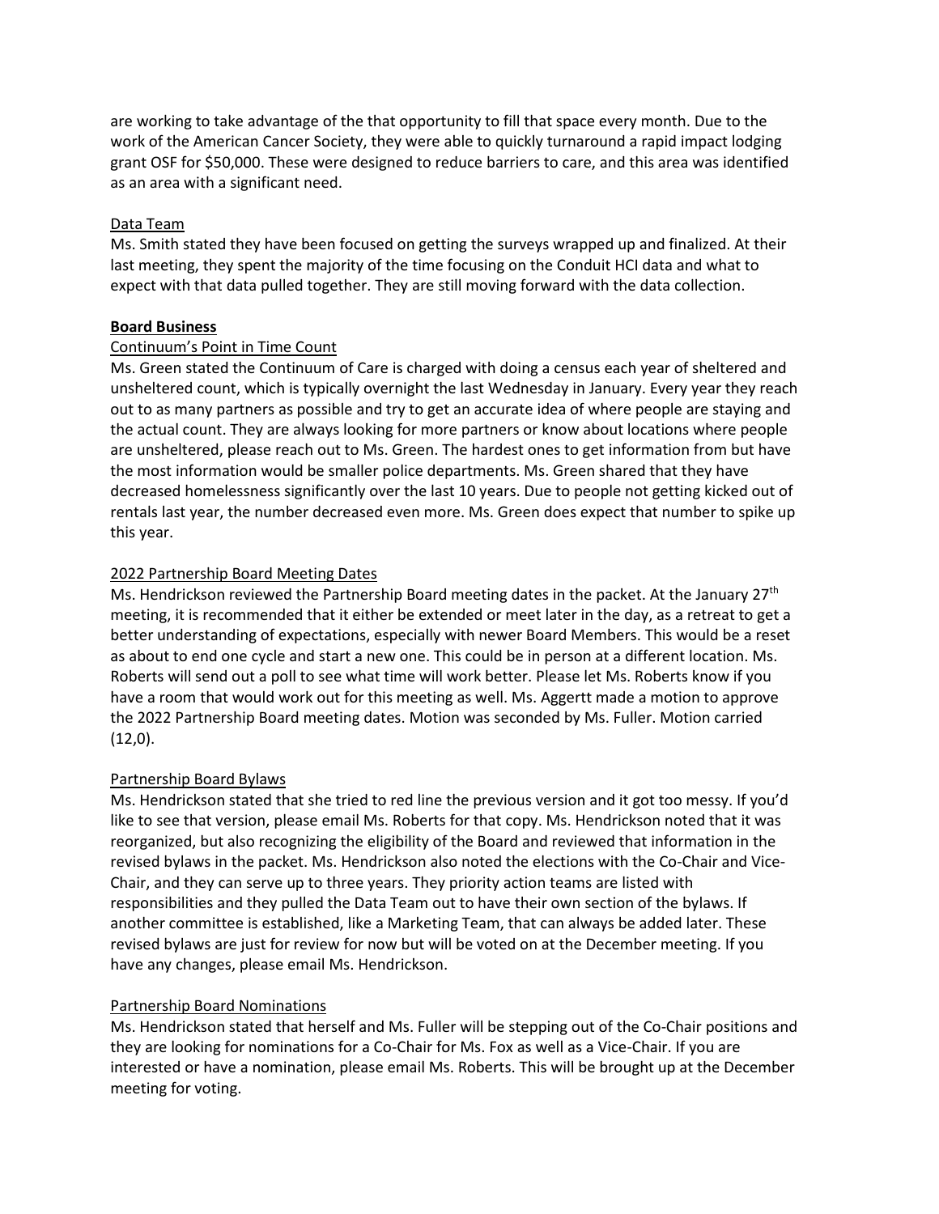are working to take advantage of the that opportunity to fill that space every month. Due to the work of the American Cancer Society, they were able to quickly turnaround a rapid impact lodging grant OSF for $50,000. These were designed to reduce barriers to care, and this area was identified as an area with a significant need.

Data Team

Ms. Smith stated they have been focused on getting the surveys wrapped up and finalized. At their last meeting, they spent the majority of the time focusing on the Conduit HCI data and what to expect with that data pulled together. They are still moving forward with the data collection.

**Board Business**

Continuum's Point in Time Count

Ms. Green stated the Continuum of Care is charged with doing a census each year of sheltered and unsheltered count, which is typically overnight the last Wednesday in January. Every year they reach out to as many partners as possible and try to get an accurate idea of where people are staying and the actual count. They are always looking for more partners or know about locations where people are unsheltered, please reach out to Ms. Green. The hardest ones to get information from but have the most information would be smaller police departments. Ms. Green shared that they have decreased homelessness significantly over the last 10 years. Due to people not getting kicked out of rentals last year, the number decreased even more. Ms. Green does expect that number to spike up this year.

2022 Partnership Board Meeting Dates

Ms. Hendrickson reviewed the Partnership Board meeting dates in the packet. At the January 27th meeting, it is recommended that it either be extended or meet later in the day, as a retreat to get a better understanding of expectations, especially with newer Board Members. This would be a reset as about to end one cycle and start a new one. This could be in person at a different location. Ms. Roberts will send out a poll to see what time will work better. Please let Ms. Roberts know if you have a room that would work out for this meeting as well. Ms. Aggertt made a motion to approve the 2022 Partnership Board meeting dates. Motion was seconded by Ms. Fuller. Motion carried (12,0).

Partnership Board Bylaws

Ms. Hendrickson stated that she tried to red line the previous version and it got too messy. If you'd like to see that version, please email Ms. Roberts for that copy. Ms. Hendrickson noted that it was reorganized, but also recognizing the eligibility of the Board and reviewed that information in the revised bylaws in the packet. Ms. Hendrickson also noted the elections with the Co-Chair and Vice-Chair, and they can serve up to three years. They priority action teams are listed with responsibilities and they pulled the Data Team out to have their own section of the bylaws. If another committee is established, like a Marketing Team, that can always be added later. These revised bylaws are just for review for now but will be voted on at the December meeting. If you have any changes, please email Ms. Hendrickson.

Partnership Board Nominations

Ms. Hendrickson stated that herself and Ms. Fuller will be stepping out of the Co-Chair positions and they are looking for nominations for a Co-Chair for Ms. Fox as well as a Vice-Chair. If you are interested or have a nomination, please email Ms. Roberts. This will be brought up at the December meeting for voting.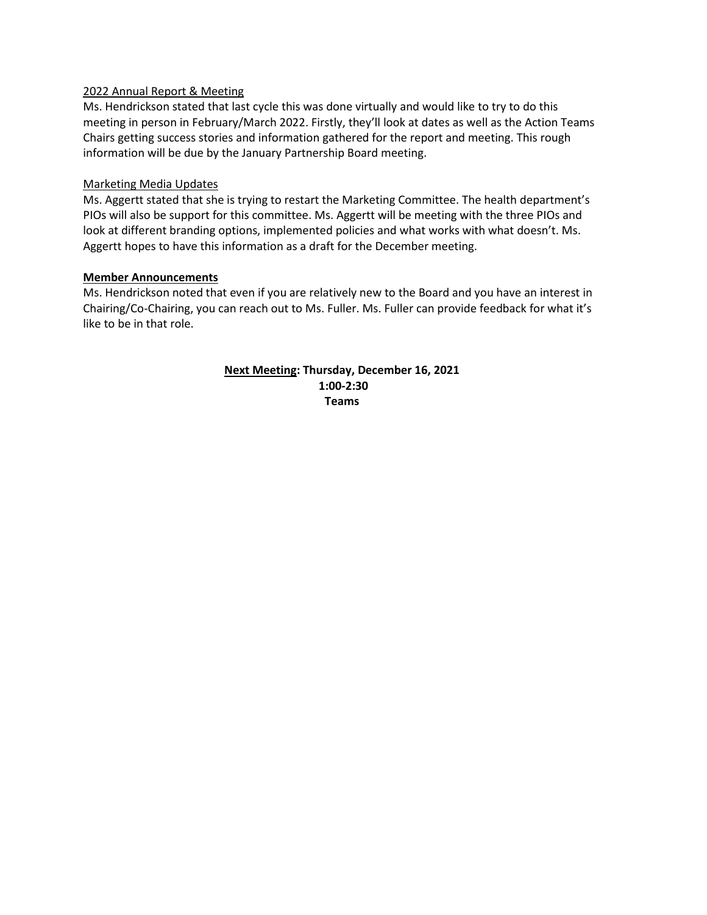2022 Annual Report & Meeting

Ms. Hendrickson stated that last cycle this was done virtually and would like to try to do this meeting in person in February/March 2022. Firstly, they'll look at dates as well as the Action Teams Chairs getting success stories and information gathered for the report and meeting. This rough information will be due by the January Partnership Board meeting.

Marketing Media Updates

Ms. Aggertt stated that she is trying to restart the Marketing Committee. The health department's PIOs will also be support for this committee. Ms. Aggertt will be meeting with the three PIOs and look at different branding options, implemented policies and what works with what doesn't. Ms. Aggertt hopes to have this information as a draft for the December meeting.

**Member Announcements**

Ms. Hendrickson noted that even if you are relatively new to the Board and you have an interest in Chairing/Co-Chairing, you can reach out to Ms. Fuller. Ms. Fuller can provide feedback for what it's like to be in that role.

**Next Meeting: Thursday, December 16, 2021**
**1:00-2:30**
**Teams**